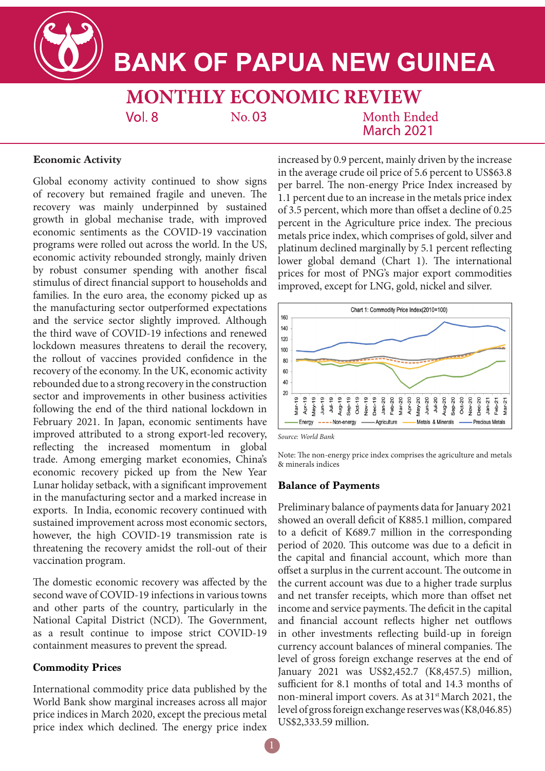# BANK OF PAPUA NEW GUINEA

## MONTHLY ECONOMIC REVIEW

Vol. 8 No. 03 Month Ended March 2021

### Economic Activity

Global economy activity continued to show signs of recovery but remained fragile and uneven. The recovery was mainly underpinned by sustained growth in global mechanise trade, with improved economic sentiments as the COVID-19 vaccination programs were rolled out across the world. In the US, economic activity rebounded strongly, mainly driven by robust consumer spending with another fiscal stimulus of direct financial support to households and families. In the euro area, the economy picked up as the manufacturing sector outperformed expectations and the service sector slightly improved. Although the third wave of COVID-19 infections and renewed lockdown measures threatens to derail the recovery, the rollout of vaccines provided confidence in the recovery of the economy. In the UK, economic activity rebounded due to a strong recovery in the construction sector and improvements in other business activities following the end of the third national lockdown in February 2021. In Japan, economic sentiments have improved attributed to a strong export-led recovery, reflecting the increased momentum in global trade. Among emerging market economies, China's economic recovery picked up from the New Year Lunar holiday setback, with a significant improvement in the manufacturing sector and a marked increase in exports. In India, economic recovery continued with sustained improvement across most economic sectors, however, the high COVID-19 transmission rate is threatening the recovery amidst the roll-out of their vaccination program.

The domestic economic recovery was affected by the second wave of COVID-19 infections in various towns and other parts of the country, particularly in the National Capital District (NCD). The Government, as a result continue to impose strict COVID-19 containment measures to prevent the spread.

### Commodity Prices

International commodity price data published by the World Bank show marginal increases across all major price indices in March 2020, except the precious metal price index which declined. The energy price index increased by 0.9 percent, mainly driven by the increase in the average crude oil price of 5.6 percent to US$63.8 per barrel. The non-energy Price Index increased by 1.1 percent due to an increase in the metals price index of 3.5 percent, which more than offset a decline of 0.25 percent in the Agriculture price index. The precious metals price index, which comprises of gold, silver and platinum declined marginally by 5.1 percent reflecting lower global demand (Chart 1). The international prices for most of PNG's major export commodities improved, except for LNG, gold, nickel and silver.

Chart 1: Commodity Price Index(2010=100)

Source: World Bank

Note: The non-energy price index comprises the agriculture and metals & minerals indices

### Balance of Payments

Preliminary balance of payments data for January 2021 showed an overall deficit of K885.1 million, compared to a deficit of K689.7 million in the corresponding period of 2020. This outcome was due to a deficit in the capital and financial account, which more than offset a surplus in the current account. The outcome in the current account was due to a higher trade surplus and net transfer receipts, which more than offset net income and service payments. The deficit in the capital and financial account reflects higher net outflows in other investments reflecting build-up in foreign currency account balances of mineral companies. The level of gross foreign exchange reserves at the end of January 2021 was US$2,452.7 (K8,457.5) million, sufficient for 8.1 months of total and 14.3 months of non-mineral import covers. As at 31st March 2021, the level of gross foreign exchange reserves was (K8,046.85) US$2,333.59 million.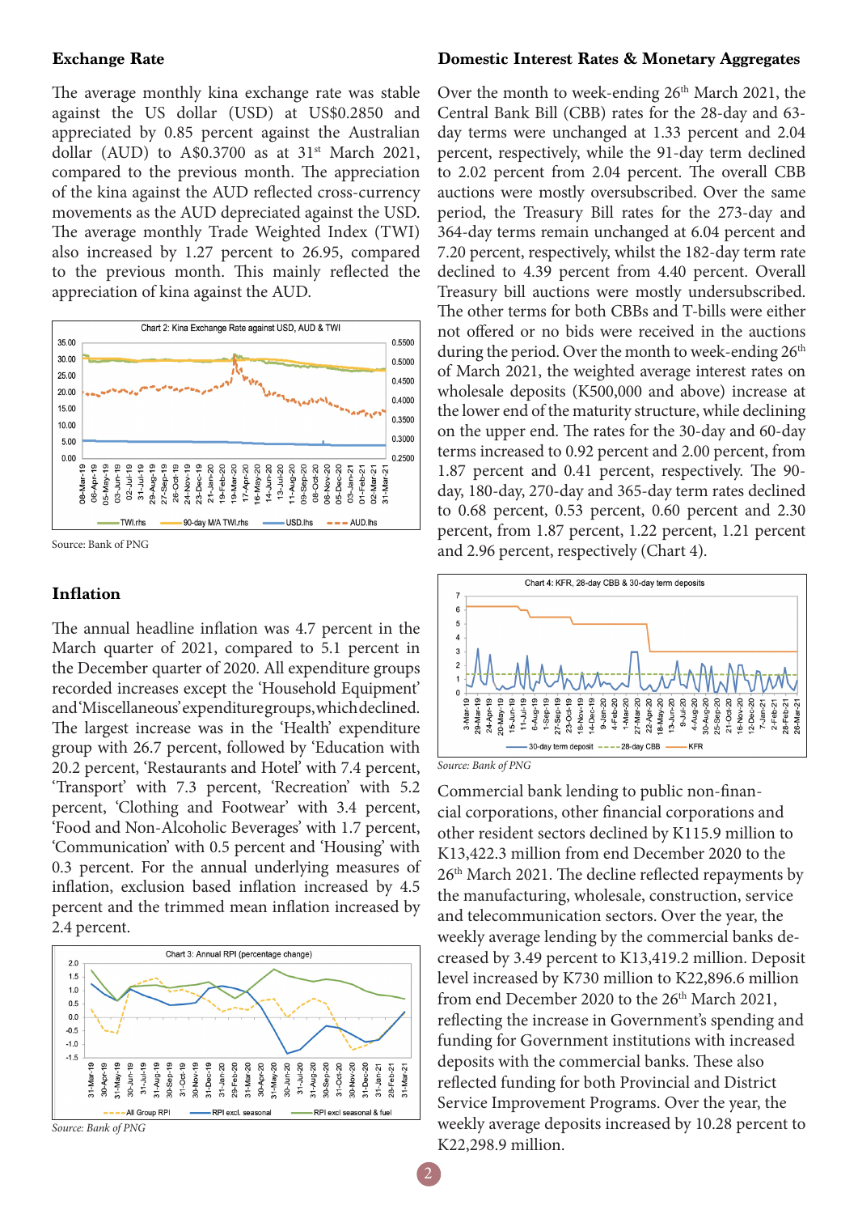## Exchange Rate

The average monthly kina exchange rate was stable against the US dollar (USD) at US$0.2850 and appreciated by 0.85 percent against the Australian dollar (AUD) to A$0.3700 as at 31st March 2021, compared to the previous month. The appreciation of the kina against the AUD reflected cross-currency movements as the AUD depreciated against the USD. The average monthly Trade Weighted Index (TWI) also increased by 1.27 percent to 26.95, compared to the previous month. This mainly reflected the appreciation of kina against the AUD.

Chart 2: Kina Exchange Rate against USD, AUD & TWI

Source: Bank of PNG

## Inflation

The annual headline inflation was 4.7 percent in the March quarter of 2021, compared to 5.1 percent in the December quarter of 2020. All expenditure groups recorded increases except the 'Household Equipment' and 'Miscellaneous' expenditure groups, which declined. The largest increase was in the 'Health' expenditure group with 26.7 percent, followed by 'Education with 20.2 percent, 'Restaurants and Hotel' with 7.4 percent, 'Transport' with 7.3 percent, 'Recreation' with 5.2 percent, 'Clothing and Footwear' with 3.4 percent, 'Food and Non-Alcoholic Beverages' with 1.7 percent, 'Communication' with 0.5 percent and 'Housing' with 0.3 percent. For the annual underlying measures of inflation, exclusion based inflation increased by 4.5 percent and the trimmed mean inflation increased by 2.4 percent.

Chart 3: Annual RPI (percentage change)

*Source: Bank of PNG*

## Domestic Interest Rates & Monetary Aggregates

Over the month to week-ending 26th March 2021, the Central Bank Bill (CBB) rates for the 28-day and 63-day terms were unchanged at 1.33 percent and 2.04 percent, respectively, while the 91-day term declined to 2.02 percent from 2.04 percent. The overall CBB auctions were mostly oversubscribed. Over the same period, the Treasury Bill rates for the 273-day and 364-day terms remain unchanged at 6.04 percent and 7.20 percent, respectively, whilst the 182-day term rate declined to 4.39 percent from 4.40 percent. Overall Treasury bill auctions were mostly undersubscribed. The other terms for both CBBs and T-bills were either not offered or no bids were received in the auctions during the period. Over the month to week-ending 26th of March 2021, the weighted average interest rates on wholesale deposits (K500,000 and above) increase at the lower end of the maturity structure, while declining on the upper end. The rates for the 30-day and 60-day terms increased to 0.92 percent and 2.00 percent, from 1.87 percent and 0.41 percent, respectively. The 90-day, 180-day, 270-day and 365-day term rates declined to 0.68 percent, 0.53 percent, 0.60 percent and 2.30 percent, from 1.87 percent, 1.22 percent, 1.21 percent and 2.96 percent, respectively (Chart 4).

Chart 4: KFR, 28-day CBB & 30-day term deposits

*Source: Bank of PNG*

Commercial bank lending to public non-financial corporations, other financial corporations and other resident sectors declined by K115.9 million to K13,422.3 million from end December 2020 to the 26th March 2021. The decline reflected repayments by the manufacturing, wholesale, construction, service and telecommunication sectors. Over the year, the weekly average lending by the commercial banks decreased by 3.49 percent to K13,419.2 million. Deposit level increased by K730 million to K22,896.6 million from end December 2020 to the 26th March 2021, reflecting the increase in Government's spending and funding for Government institutions with increased deposits with the commercial banks. These also reflected funding for both Provincial and District Service Improvement Programs. Over the year, the weekly average deposits increased by 10.28 percent to K22,298.9 million.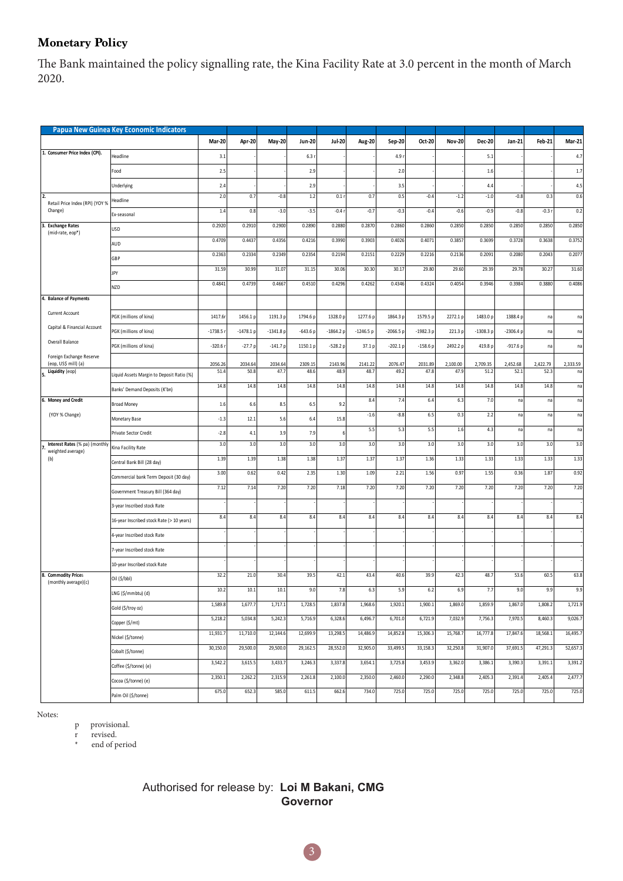## Monetary Policy

The Bank maintained the policy signalling rate, the Kina Facility Rate at 3.0 percent in the month of March 2020.

| Papua New Guinea Key Economic Indicators | | Mar-20 | Apr-20 | May-20 | Jun-20 | Jul-20 | Aug-20 | Sep-20 | Oct-20 | Nov-20 | Dec-20 | Jan-21 | Feb-21 | Mar-21 |
|---|---|---|---|---|---|---|---|---|---|---|---|---|---|---|
| 1. Consumer Price Index (CPI). | Headline | 3.1 | - | - | 6.3 r | - | - | 4.9 r | - | - | 5.1 | - | - | 4.7 |
| | Food | 2.5 | - | - | 2.9 | - | - | 2.0 | - | - | 1.6 | - | - | 1.7 |
| | Underlying | 2.4 | - | - | 2.9 | - | - | 3.5 | - | - | 4.4 | - | - | 4.5 |
| 2. Retail Price Index (RPI) (YOY % Change) | Headline | 2.0 | 0.7 | -0.8 | 1.2 | 0.1 r | 0.7 | 0.5 | -0.4 | -1.2 | -1.0 | -0.8 | 0.3 | 0.6 |
| | Ex-seasonal | 1.4 | 0.8 | -3.0 | -3.5 | -0.4 r | -0.7 | -0.3 | -0.4 | -0.6 | -0.9 | -0.8 | -0.3 r | 0.2 |
| 3. Exchange Rates (mid-rate, eop*) | USD | 0.2920 | 0.2910 | 0.2900 | 0.2890 | 0.2880 | 0.2870 | 0.2860 | 0.2860 | 0.2850 | 0.2850 | 0.2850 | 0.2850 | 0.2850 |
| | AUD | 0.4709 | 0.4437 | 0.4356 | 0.4216 | 0.3990 | 0.3903 | 0.4026 | 0.4071 | 0.3857 | 0.3699 | 0.3728 | 0.3638 | 0.3752 |
| | GBP | 0.2363 | 0.2334 | 0.2349 | 0.2354 | 0.2194 | 0.2151 | 0.2229 | 0.2216 | 0.2136 | 0.2091 | 0.2080 | 0.2043 | 0.2077 |
| | JPY | 31.59 | 30.99 | 31.07 | 31.15 | 30.06 | 30.30 | 30.17 | 29.80 | 29.60 | 29.39 | 29.78 | 30.27 | 31.60 |
| | NZD | 0.4841 | 0.4739 | 0.4667 | 0.4510 | 0.4296 | 0.4262 | 0.4346 | 0.4324 | 0.4054 | 0.3946 | 0.3984 | 0.3880 | 0.4086 |
| 4. Balance of Payments | | | | | | | | | | | | | | |
| Current Account | PGK (millions of kina) | 1417.6r | 1456.1 p | 1191.3 p | 1794.6 p | 1328.0 p | 1277.6 p | 1864.3 p | 1579.5 p | 2272.1 p | 1483.0 p | 1388.4 p | na | na |
| Capital & Financial Account | PGK (millions of kina) | -1738.5 r | -1478.1 p | -1341.8 p | -643.6 p | -1864.2 p | -1246.5 p | -2066.5 p | -1982.3 p | 221.3 p | -1308.3 p | -2306.4 p | na | na |
| Overall Balance | PGK (millions of kina) | -320.6 r | -27.7 p | -141.7 p | 1150.1 p | -528.2 p | 37.1 p | -202.1 p | -158.6 p | 2492.2 p | 419.8 p | -917.6 p | na | na |
| Foreign Exchange Reserve (eop, US$ mill) (a) | | 2056.26 | 2034.64 | 2034.64 | 2309.15 | 2143.96 | 2141.22 | 2076.47 | 2031.89 | 2,100.00 | 2,709.35 | 2,452.68 | 2,422.79 | 2,333.59 |
| 5. Liquidity (eop) | Liquid Assets Margin to Deposit Ratio (%) | 51.4 | 50.8 | 47.7 | 48.6 | 48.9 | 48.7 | 49.2 | 47.8 | 47.9 | 51.2 | 52.1 | 52.3 | na |
| | Banks' Demand Deposits (K'bn) | 14.8 | 14.8 | 14.8 | 14.8 | 14.8 | 14.8 | 14.8 | 14.8 | 14.8 | 14.8 | 14.8 | 14.8 | na |
| 6. Money and Credit (YOY % Change) | Broad Money | 1.6 | 6.6 | 8.5 | 6.5 | 9.2 | 8.4 | 7.4 | 6.4 | 6.3 | 7.0 | na | na | na |
| | Monetary Base | -1.3 | 12.1 | 5.6 | 6.4 | 15.8 | -1.6 | -8.8 | 6.5 | 0.3 | 2.2 | na | na | na |
| | Private Sector Credit | -2.8 | 4.1 | 3.9 | 7.9 | 6 | 5.5 | 5.3 | 5.5 | 1.6 | 4.3 | na | na | na |
| 7. Interest Rates (% pa) (monthly weighted average) (b) | Kina Facility Rate | 3.0 | 3.0 | 3.0 | 3.0 | 3.0 | 3.0 | 3.0 | 3.0 | 3.0 | 3.0 | 3.0 | 3.0 | 3.0 |
| | Central Bank Bill (28 day) | 1.39 | 1.39 | 1.38 | 1.38 | 1.37 | 1.37 | 1.37 | 1.36 | 1.33 | 1.33 | 1.33 | 1.33 | 1.33 |
| | Commercial bank Term Deposit (30 day) | 3.00 | 0.62 | 0.42 | 2.35 | 1.30 | 1.09 | 2.21 | 1.56 | 0.97 | 1.55 | 0.36 | 1.87 | 0.92 |
| | Government Treasury Bill (364 day) | 7.12 | 7.14 | 7.20 | 7.20 | 7.18 | 7.20 | 7.20 | 7.20 | 7.20 | 7.20 | 7.20 | 7.20 | 7.20 |
| | 3-year Inscribed stock Rate | - | - | - | - | - | - | - | - | - | - | - | - | - |
| | 16-year Inscribed stock Rate (> 10 years) | 8.4 | 8.4 | 8.4 | 8.4 | 8.4 | 8.4 | 8.4 | 8.4 | 8.4 | 8.4 | 8.4 | 8.4 | 8.4 |
| | 4-year Inscribed stock Rate | - | - | - | - | - | - | - | - | - | - | - | - | - |
| | 7-year Inscribed stock Rate | - | - | - | - | - | - | - | - | - | - | - | - | - |
| | 10-year Inscribed stock Rate | - | - | - | - | - | - | - | - | - | - | - | - | - |
| 8. Commodity Prices (monthly average)(c) | Oil ($/bbl) | 32.2 | 21.0 | 30.4 | 39.5 | 42.1 | 43.4 | 40.6 | 39.9 | 42.3 | 48.7 | 53.6 | 60.5 | 63.8 |
| | LNG ($/mmbtu) (d) | 10.2 | 10.1 | 10.1 | 9.0 | 7.8 | 6.3 | 5.9 | 6.2 | 6.9 | 7.7 | 9.0 | 9.9 | 9.9 |
| | Gold ($/troy oz) | 1,589.8 | 1,677.7 | 1,717.1 | 1,728.5 | 1,837.8 | 1,968.6 | 1,920.1 | 1,900.1 | 1,869.0 | 1,859.9 | 1,867.0 | 1,808.2 | 1,721.9 |
| | Copper ($/mt) | 5,218.2 | 5,034.8 | 5,242.3 | 5,716.9 | 6,328.6 | 6,496.7 | 6,701.0 | 6,721.9 | 7,032.9 | 7,756.3 | 7,970.5 | 8,460.3 | 9,026.7 |
| | Nickel ($/tonne) | 11,931.7 | 11,710.0 | 12,144.6 | 12,699.9 | 13,298.5 | 14,486.9 | 14,852.8 | 15,306.3 | 15,768.7 | 16,777.8 | 17,847.6 | 18,568.1 | 16,495.7 |
| | Cobalt ($/tonne) | 30,150.0 | 29,500.0 | 29,500.0 | 29,162.5 | 28,552.0 | 32,905.0 | 33,499.5 | 33,158.3 | 32,250.8 | 31,907.0 | 37,691.5 | 47,291.3 | 52,657.3 |
| | Coffee ($/tonne) (e) | 3,542.2 | 3,615.5 | 3,433.7 | 3,246.3 | 3,337.8 | 3,654.1 | 3,725.8 | 3,453.9 | 3,362.0 | 3,386.1 | 3,390.3 | 3,391.1 | 3,391.2 |
| | Cocoa ($/tonne) (e) | 2,350.1 | 2,262.2 | 2,315.9 | 2,261.8 | 2,100.0 | 2,350.0 | 2,460.0 | 2,290.0 | 2,348.8 | 2,405.3 | 2,391.4 | 2,405.4 | 2,477.7 |
| | Palm Oil ($/tonne) | 675.0 | 652.3 | 585.0 | 611.5 | 662.6 | 734.0 | 725.0 | 725.0 | 725.0 | 725.0 | 725.0 | 725.0 | 725.0 |

Notes:

- p provisional.
- r revised.
- \* end of period

Authorised for release by: **Loi M Bakani, CMG**
**Governor**